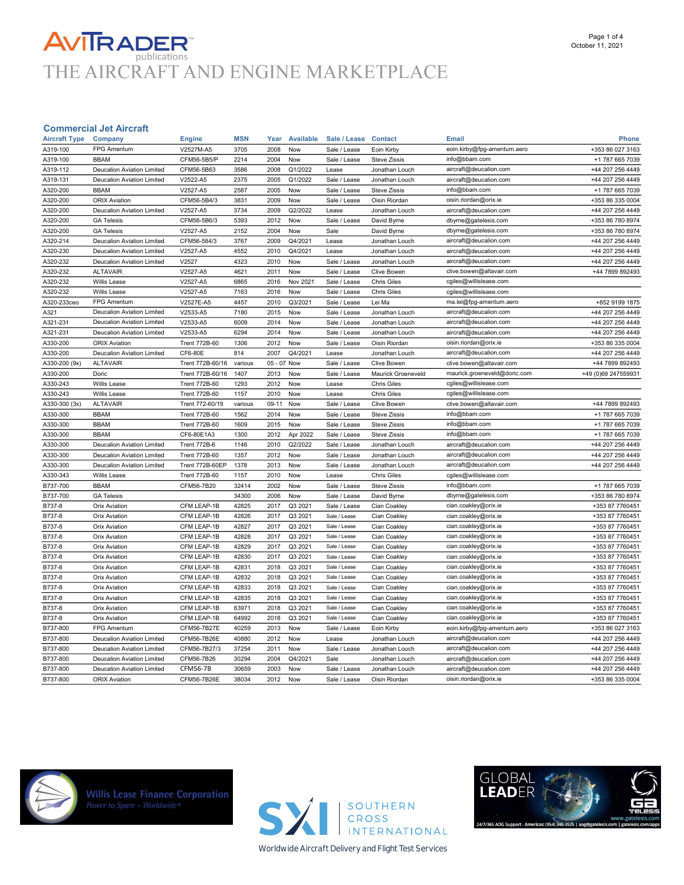# AVITRADER publications

## THE AIRCRAFT AND ENGINE MARKETPLACE

### Commercial Jet Aircraft

| Aircraft Type | Company | Engine | MSN | Year | Available | Sale / Lease | Contact | Email | Phone |
|---|---|---|---|---|---|---|---|---|---|
| A319-100 | FPG Amentum | V2527M-A5 | 3705 | 2008 | Now | Sale / Lease | Eoin Kirby | eoin.kirby@fpg-amentum.aero | +353 86 027 3163 |
| A319-100 | BBAM | CFM56-5B5/P | 2214 | 2004 | Now | Sale / Lease | Steve Zissis | info@bbam.com | +1 787 665 7039 |
| A319-112 | Deucalion Aviation Limited | CFM56-5B63 | 3586 | 2008 | Q1/2022 | Lease | Jonathan Louch | aircraft@deucalion.com | +44 207 256 4449 |
| A319-131 | Deucalion Aviation Limited | V2522-A5 | 2375 | 2005 | Q1/2022 | Sale / Lease | Jonathan Louch | aircraft@deucalion.com | +44 207 256 4449 |
| A320-200 | BBAM | V2527-A5 | 2587 | 2005 | Now | Sale / Lease | Steve Zissis | info@bbam.com | +1 787 665 7039 |
| A320-200 | ORIX Aviation | CFM56-5B4/3 | 3831 | 2009 | Now | Sale / Lease | Oisin Riordan | oisin.riordan@orix.ie | +353 86 335 0004 |
| A320-200 | Deucalion Aviation Limited | V2527-A5 | 3734 | 2009 | Q2/2022 | Lease | Jonathan Louch | aircraft@deucalion.com | +44 207 256 4449 |
| A320-200 | GA Telesis | CFM56-5B6/3 | 5393 | 2012 | Now | Sale / Lease | David Byrne | dbyrne@gatelesis.com | +353 86 780 8974 |
| A320-200 | GA Telesis | V2527-A5 | 2152 | 2004 | Now | Sale | David Byrne | dbyrne@gatelesis.com | +353 86 780 8974 |
| A320-214 | Deucalion Aviation Limited | CFM56-584/3 | 3767 | 2009 | Q4/2021 | Lease | Jonathan Louch | aircraft@deucalion.com | +44 207 256 4449 |
| A320-230 | Deucalion Aviation Limited | V2527-A5 | 4552 | 2010 | Q4/2021 | Lease | Jonathan Louch | aircraft@deucalion.com | +44 207 256 4449 |
| A320-232 | Deucalion Aviation Limited | V2527 | 4323 | 2010 | Now | Sale / Lease | Jonathan Louch | aircraft@deucalion.com | +44 207 256 4449 |
| A320-232 | ALTAVAIR | V2527-A5 | 4621 | 2011 | Now | Sale / Lease | Clive Bowen | clive.bowen@altavair.com | +44 7899 892493 |
| A320-232 | Willis Lease | V2527-A5 | 6865 | 2016 | Nov 2021 | Sale / Lease | Chris Giles | cgiles@willislease.com | |
| A320-232 | Willis Lease | V2527-A5 | 7163 | 2016 | Now | Sale / Lease | Chris Giles | cgiles@willislease.com | |
| A320-233ceo | FPG Amentum | V2527E-A5 | 4457 | 2010 | Q3/2021 | Sale / Lease | Lei Ma | ma.lei@fpg-amentum.aero | +852 9199 1875 |
| A321 | Deucalion Aviation Limited | V2533-A5 | 7180 | 2015 | Now | Sale / Lease | Jonathan Louch | aircraft@deucalion.com | +44 207 256 4449 |
| A321-231 | Deucalion Aviation Limited | V2533-A5 | 6009 | 2014 | Now | Sale / Lease | Jonathan Louch | aircraft@deucalion.com | +44 207 256 4449 |
| A321-231 | Deucalion Aviation Limited | V2533-A5 | 6294 | 2014 | Now | Sale / Lease | Jonathan Louch | aircraft@deucalion.com | +44 207 256 4449 |
| A330-200 | ORIX Aviation | Trent 772B-60 | 1306 | 2012 | Now | Sale / Lease | Oisin Riordan | oisin.riordan@orix.ie | +353 86 335 0004 |
| A330-200 | Deucalion Aviation Limited | CF6-80E | 814 | 2007 | Q4/2021 | Lease | Jonathan Louch | aircraft@deucalion.com | +44 207 256 4449 |
| A330-200 (9x) | ALTAVAIR | Trent 772B-60/16 | various | 05 - 07 | Now | Sale / Lease | Clive Bowen | clive.bowen@altavair.com | +44 7899 892493 |
| A330-200 | Doric | Trent 772B-60/16 | 1407 | 2013 | Now | Sale / Lease | Maurick Groeneveld | maurick.groeneveld@doric.com | +49 (0)69 247559931 |
| A330-243 | Willis Lease | Trent 772B-60 | 1293 | 2012 | Now | Lease | Chris Giles | cgiles@willislease.com | |
| A330-243 | Willis Lease | Trent 772B-60 | 1157 | 2010 | Now | Lease | Chris Giles | cgiles@willislease.com | |
| A330-300 (3x) | ALTAVAIR | Trent 772-60/19 | various | 09-11 | Now | Sale / Lease | Clive Bowen | clive.bowen@altavair.com | +44 7899 892493 |
| A330-300 | BBAM | Trent 772B-60 | 1562 | 2014 | Now | Sale / Lease | Steve Zissis | info@bbam.com | +1 787 665 7039 |
| A330-300 | BBAM | Trent 772B-60 | 1609 | 2015 | Now | Sale / Lease | Steve Zissis | info@bbam.com | +1 787 665 7039 |
| A330-300 | BBAM | CF6-80E1A3 | 1300 | 2012 | Apr 2022 | Sale / Lease | Steve Zissis | info@bbam.com | +1 787 665 7039 |
| A330-300 | Deucalion Aviation Limited | Trent 772B-6 | 1146 | 2010 | Q2/2022 | Sale / Lease | Jonathan Louch | aircraft@deucalion.com | +44 207 256 4449 |
| A330-300 | Deucalion Aviation Limited | Trent 772B-60 | 1357 | 2012 | Now | Sale / Lease | Jonathan Louch | aircraft@deucalion.com | +44 207 256 4449 |
| A330-300 | Deucalion Aviation Limited | Trent 772B-60EP | 1378 | 2013 | Now | Sale / Lease | Jonathan Louch | aircraft@deucalion.com | +44 207 256 4449 |
| A330-343 | Willis Lease | Trent 772B-60 | 1157 | 2010 | Now | Lease | Chris Giles | cgiles@willislease.com | |
| B737-700 | BBAM | CFM56-7B20 | 32414 | 2002 | Now | Sale / Lease | Steve Zissis | info@bbam.com | +1 787 665 7039 |
| B737-700 | GA Telesis | | 34300 | 2006 | Now | Sale / Lease | David Byrne | dbyrne@gatelesis.com | +353 86 780 8974 |
| B737-8 | Orix Aviation | CFM LEAP-1B | 42825 | 2017 | Q3 2021 | Sale / Lease | Cian Coakley | cian.coakley@orix.ie | +353 87 7760451 |
| B737-8 | Orix Aviation | CFM LEAP-1B | 42826 | 2017 | Q3 2021 | Sale / Lease | Cian Coakley | cian.coakley@orix.ie | +353 87 7760451 |
| B737-8 | Orix Aviation | CFM LEAP-1B | 42827 | 2017 | Q3 2021 | Sale / Lease | Cian Coakley | cian.coakley@orix.ie | +353 87 7760451 |
| B737-8 | Orix Aviation | CFM LEAP-1B | 42828 | 2017 | Q3 2021 | Sale / Lease | Cian Coakley | cian.coakley@orix.ie | +353 87 7760451 |
| B737-8 | Orix Aviation | CFM LEAP-1B | 42829 | 2017 | Q3 2021 | Sale / Lease | Cian Coakley | cian.coakley@orix.ie | +353 87 7760451 |
| B737-8 | Orix Aviation | CFM LEAP-1B | 42830 | 2017 | Q3 2021 | Sale / Lease | Cian Coakley | cian.coakley@orix.ie | +353 87 7760451 |
| B737-8 | Orix Aviation | CFM LEAP-1B | 42831 | 2018 | Q3 2021 | Sale / Lease | Cian Coakley | cian.coakley@orix.ie | +353 87 7760451 |
| B737-8 | Orix Aviation | CFM LEAP-1B | 42832 | 2018 | Q3 2021 | Sale / Lease | Cian Coakley | cian.coakley@orix.ie | +353 87 7760451 |
| B737-8 | Orix Aviation | CFM LEAP-1B | 42833 | 2018 | Q3 2021 | Sale / Lease | Cian Coakley | cian.coakley@orix.ie | +353 87 7760451 |
| B737-8 | Orix Aviation | CFM LEAP-1B | 42835 | 2018 | Q3 2021 | Sale / Lease | Cian Coakley | cian.coakley@orix.ie | +353 87 7760451 |
| B737-8 | Orix Aviation | CFM LEAP-1B | 63971 | 2018 | Q3 2021 | Sale / Lease | Cian Coakley | cian.coakley@orix.ie | +353 87 7760451 |
| B737-8 | Orix Aviation | CFM LEAP-1B | 64992 | 2018 | Q3 2021 | Sale / Lease | Cian Coakley | cian.coakley@orix.ie | +353 87 7760451 |
| B737-800 | FPG Amentum | CFM56-7B27E | 40259 | 2013 | Now | Sale / Lease | Eoin Kirby | eoin.kirby@fpg-amentum.aero | +353 86 027 3163 |
| B737-800 | Deucalion Aviation Limited | CFM56-7B26E | 40880 | 2012 | Now | Lease | Jonathan Louch | aircraft@deucalion.com | +44 207 256 4449 |
| B737-800 | Deucalion Aviation Limited | CFM56-7B27/3 | 37254 | 2011 | Now | Sale / Lease | Jonathan Louch | aircraft@deucalion.com | +44 207 256 4449 |
| B737-800 | Deucalion Aviation Limited | CFM56-7B26 | 30294 | 2004 | Q4/2021 | Sale | Jonathan Louch | aircraft@deucalion.com | +44 207 256 4449 |
| B737-800 | Deucalion Aviation Limited | CFM56-7B | 30659 | 2003 | Now | Sale / Lease | Jonathan Louch | aircraft@deucalion.com | +44 207 256 4449 |
| B737-800 | ORIX Aviation | CFM56-7B26E | 38034 | 2012 | Now | Sale / Lease | Oisin Riordan | oisin.riordan@orix.ie | +353 86 335 0004 |

Willis Lease Finance Corporation
*Power to Spare – Worldwide®*

SXI | SOUTHERN CROSS INTERNATIONAL
Worldwide Aircraft Delivery and Flight Test Services

GLOBAL LEADER — GA Telesis
www.gatelesis.com
24/7/365 AOG Support - Americas: (954) 348-3535 | aog@gatelesis.com | gatelesis.com/apps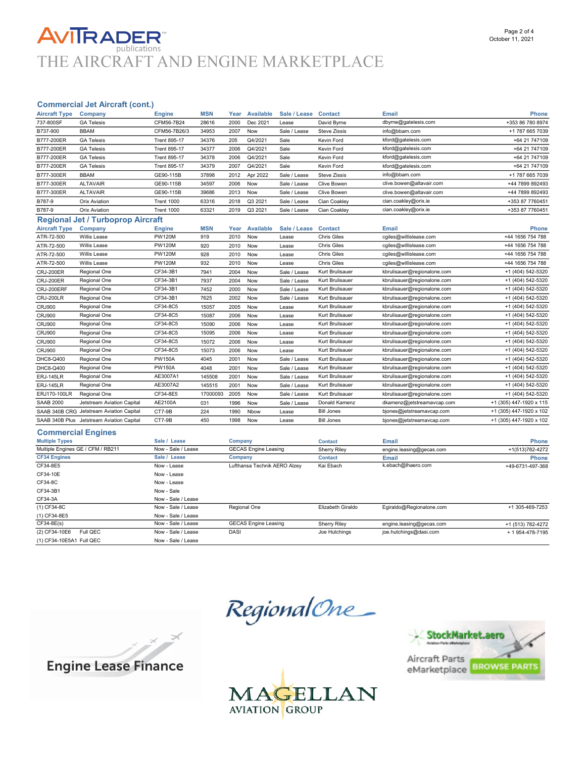## Commercial Jet Aircraft (cont.)

| Aircraft Type | Company | Engine | MSN | Year | Available | Sale / Lease | Contact | Email | Phone |
|---|---|---|---|---|---|---|---|---|---|
| 737-800SF | GA Telesis | CFM56-7B24 | 28616 | 2000 | Dec 2021 | Lease | David Byrne | dbyrne@gatelesis.com | +353 86 780 8974 |
| B737-900 | BBAM | CFM56-7B26/3 | 34953 | 2007 | Now | Sale / Lease | Steve Zissis | info@bbam.com | +1 787 665 7039 |
| B777-200ER | GA Telesis | Trent 895-17 | 34376 | 205 | Q4/2021 | Sale | Kevin Ford | kford@gatelesis.com | +64 21 747109 |
| B777-200ER | GA Telesis | Trent 895-17 | 34377 | 2006 | Q4/2021 | Sale | Kevin Ford | kford@gatelesis.com | +64 21 747109 |
| B777-200ER | GA Telesis | Trent 895-17 | 34378 | 2006 | Q4/2021 | Sale | Kevin Ford | kford@gatelesis.com | +64 21 747109 |
| B777-200ER | GA Telesis | Trent 895-17 | 34379 | 2007 | Q4/2021 | Sale | Kevin Ford | kford@gatelesis.com | +64 21 747109 |
| B777-300ER | BBAM | GE90-115B | 37898 | 2012 | Apr 2022 | Sale / Lease | Steve Zissis | info@bbam.com | +1 787 665 7039 |
| B777-300ER | ALTAVAIR | GE90-115B | 34597 | 2006 | Now | Sale / Lease | Clive Bowen | clive.bowen@altavair.com | +44 7899 892493 |
| B777-300ER | ALTAVAIR | GE90-115B | 39686 | 2013 | Now | Sale / Lease | Clive Bowen | clive.bowen@altavair.com | +44 7899 892493 |
| B787-9 | Orix Aviation | Trent 1000 | 63316 | 2018 | Q3 2021 | Sale / Lease | Cian Coakley | cian.coakley@orix.ie | +353 87 7760451 |
| B787-9 | Orix Aviation | Trent 1000 | 63321 | 2019 | Q3 2021 | Sale / Lease | Cian Coakley | cian.coakley@orix.ie | +353 87 7760451 |

## Regional Jet / Turboprop Aircraft

| Aircraft Type | Company | Engine | MSN | Year | Available | Sale / Lease | Contact | Email | Phone |
|---|---|---|---|---|---|---|---|---|---|
| ATR-72-500 | Willis Lease | PW120M | 919 | 2010 | Now | Lease | Chris Giles | cgiles@willislease.com | +44 1656 754 788 |
| ATR-72-500 | Willis Lease | PW120M | 920 | 2010 | Now | Lease | Chris Giles | cgiles@willislease.com | +44 1656 754 788 |
| ATR-72-500 | Willis Lease | PW120M | 928 | 2010 | Now | Lease | Chris Giles | cgiles@willislease.com | +44 1656 754 788 |
| ATR-72-500 | Willis Lease | PW120M | 932 | 2010 | Now | Lease | Chris Giles | cgiles@willislease.com | +44 1656 754 788 |
| CRJ-200ER | Regional One | CF34-3B1 | 7941 | 2004 | Now | Sale / Lease | Kurt Brulisauer | kbrulisauer@regionalone.com | +1 (404) 542-5320 |
| CRJ-200ER | Regional One | CF34-3B1 | 7937 | 2004 | Now | Sale / Lease | Kurt Brulisauer | kbrulisauer@regionalone.com | +1 (404) 542-5320 |
| CRJ-200ERF | Regional One | CF34-3B1 | 7452 | 2000 | Now | Sale / Lease | Kurt Brulisauer | kbrulisauer@regionalone.com | +1 (404) 542-5320 |
| CRJ-200LR | Regional One | CF34-3B1 | 7625 | 2002 | Now | Sale / Lease | Kurt Brulisauer | kbrulisauer@regionalone.com | +1 (404) 542-5320 |
| CRJ900 | Regional One | CF34-8C5 | 15057 | 2005 | Now | Lease | Kurt Brulisauer | kbrulisauer@regionalone.com | +1 (404) 542-5320 |
| CRJ900 | Regional One | CF34-8C5 | 15087 | 2006 | Now | Lease | Kurt Brulisauer | kbrulisauer@regionalone.com | +1 (404) 542-5320 |
| CRJ900 | Regional One | CF34-8C5 | 15090 | 2006 | Now | Lease | Kurt Brulisauer | kbrulisauer@regionalone.com | +1 (404) 542-5320 |
| CRJ900 | Regional One | CF34-8C5 | 15095 | 2006 | Now | Lease | Kurt Brulisauer | kbrulisauer@regionalone.com | +1 (404) 542-5320 |
| CRJ900 | Regional One | CF34-8C5 | 15072 | 2006 | Now | Lease | Kurt Brulisauer | kbrulisauer@regionalone.com | +1 (404) 542-5320 |
| CRJ900 | Regional One | CF34-8C5 | 15073 | 2006 | Now | Lease | Kurt Brulisauer | kbrulisauer@regionalone.com | +1 (404) 542-5320 |
| DHC8-Q400 | Regional One | PW150A | 4045 | 2001 | Now | Sale / Lease | Kurt Brulisauer | kbrulisauer@regionalone.com | +1 (404) 542-5320 |
| DHC8-Q400 | Regional One | PW150A | 4048 | 2001 | Now | Sale / Lease | Kurt Brulisauer | kbrulisauer@regionalone.com | +1 (404) 542-5320 |
| ERJ-145LR | Regional One | AE3007A1 | 145508 | 2001 | Now | Sale / Lease | Kurt Brulisauer | kbrulisauer@regionalone.com | +1 (404) 542-5320 |
| ERJ-145LR | Regional One | AE3007A2 | 145515 | 2001 | Now | Sale / Lease | Kurt Brulisauer | kbrulisauer@regionalone.com | +1 (404) 542-5320 |
| ERJ170-100LR | Regional One | CF34-8E5 | 17000093 | 2005 | Now | Sale / Lease | Kurt Brulisauer | kbrulisauer@regionalone.com | +1 (404) 542-5320 |
| SAAB 2000 | Jetstream Aviation Capital | AE2100A | 031 | 1996 | Now | Sale / Lease | Donald Kamenz | dkamenz@jetstreamavcap.com | +1 (305) 447-1920 x 115 |
| SAAB 340B CRG | Jetstream Aviation Capital | CT7-9B | 224 | 1990 | Nbow | Lease | Bill Jones | bjones@jetstreamavcap.com | +1 (305) 447-1920 x 102 |
| SAAB 340B Plus | Jetstream Aviation Capital | CT7-9B | 450 | 1998 | Now | Lease | Bill Jones | bjones@jetstreamavcap.com | +1 (305) 447-1920 x 102 |

## Commercial Engines

| Multiple Types | Sale / Lease | Company | Contact | Email | Phone |
|---|---|---|---|---|---|
| Multiple Engines GE / CFM / RB211 | Now - Sale / Lease | GECAS Engine Leasing | Sherry Riley | engine.leasing@gecas.com | +1(513)782-4272 |
| **CF34 Engines** | **Sale / Lease** | **Company** | **Contact** | **Email** | **Phone** |
| CF34-8E5 | Now - Lease | Lufthansa Technik AERO Alzey | Kai Ebach | k.ebach@lhaero.com | +49-6731-497-368 |
| CF34-10E | Now - Lease | | | | |
| CF34-8C | Now - Lease | | | | |
| CF34-3B1 | Now - Sale | | | | |
| CF34-3A | Now - Sale / Lease | | | | |
| (1) CF34-8C | Now - Sale / Lease | Regional One | Elizabeth Giraldo | Egiraldo@Regionalone.com | +1 305-469-7253 |
| (1) CF34-8E5 | Now - Sale / Lease | | | | |
| CF34-8E(s) | Now - Sale / Lease | GECAS Engine Leasing | Sherry Riley | engine.leasing@gecas.com | +1 (513) 782-4272 |
| (2) CF34-10E6 Full QEC | Now - Sale / Lease | DASI | Joe Hutchings | joe.hutchings@dasi.com | + 1 954-478-7195 |
| (1) CF34-10E5A1 Full QEC | Now - Sale / Lease | | | | |

Engine Lease Finance

RegionalOne

MAGELLAN AVIATION GROUP

StockMarket.aero Aircraft Parts eMarketplace BROWSE PARTS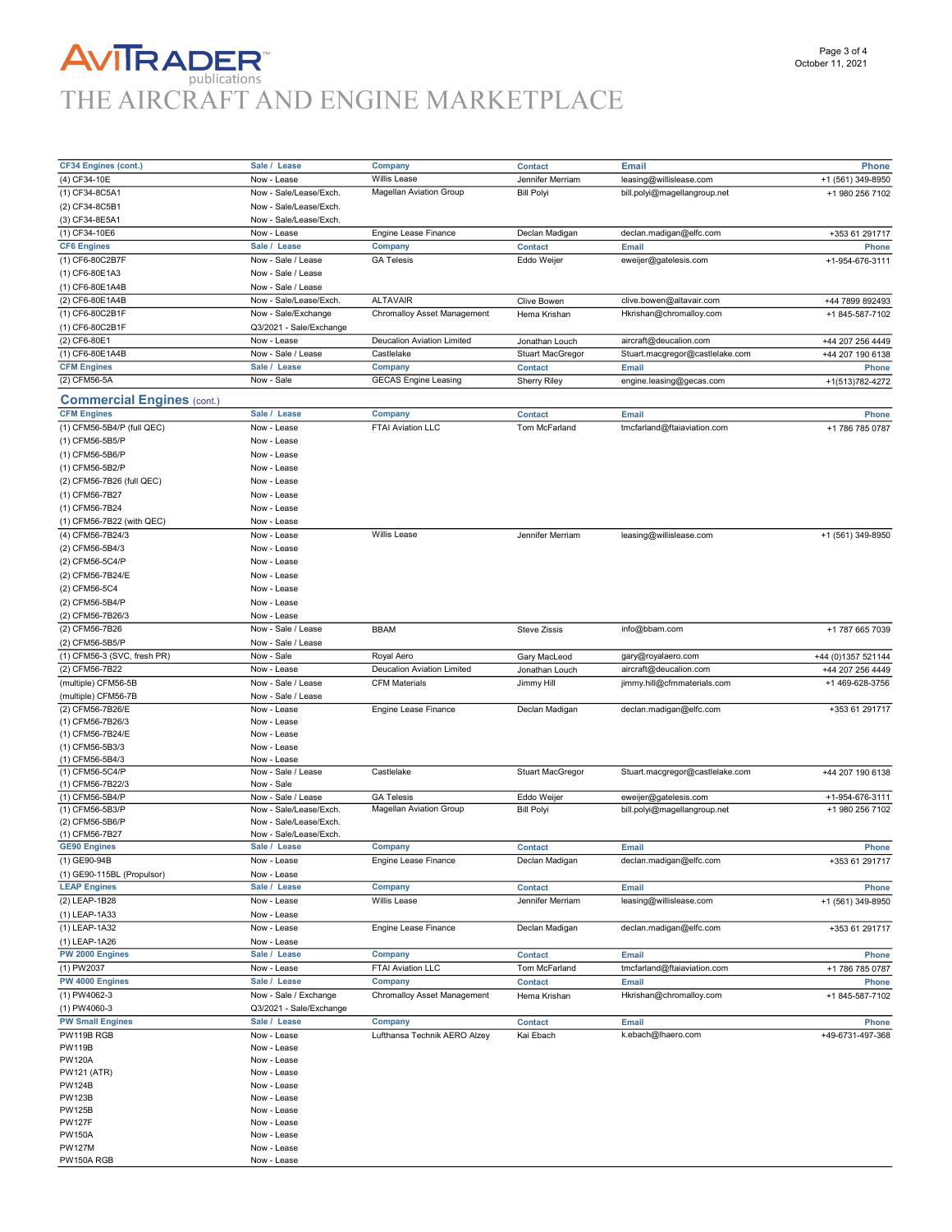| CF34 Engines (cont.) | Sale / Lease | Company | Contact | Email | Phone |
|---|---|---|---|---|---|
| (4) CF34-10E | Now - Lease | Willis Lease | Jennifer Merriam | leasing@willislease.com | +1 (561) 349-8950 |
| (1) CF34-8C5A1 | Now - Sale/Lease/Exch. | Magellan Aviation Group | Bill Polyi | bill.polyi@magellangroup.net | +1 980 256 7102 |
| (2) CF34-8C5B1 | Now - Sale/Lease/Exch. | | | | |
| (3) CF34-8E5A1 | Now - Sale/Lease/Exch. | | | | |
| (1) CF34-10E6 | Now - Lease | Engine Lease Finance | Declan Madigan | declan.madigan@elfc.com | +353 61 291717 |
| **CF6 Engines** | **Sale / Lease** | **Company** | **Contact** | **Email** | **Phone** |
| (1) CF6-80C2B7F | Now - Sale / Lease | GA Telesis | Eddo Weijer | eweijer@gatelesis.com | +1-954-676-3111 |
| (1) CF6-80E1A3 | Now - Sale / Lease | | | | |
| (1) CF6-80E1A4B | Now - Sale / Lease | | | | |
| (2) CF6-80E1A4B | Now - Sale/Lease/Exch. | ALTAVAIR | Clive Bowen | clive.bowen@altavair.com | +44 7899 892493 |
| (1) CF6-80C2B1F | Now - Sale/Exchange | Chromalloy Asset Management | Hema Krishan | Hkrishan@chromalloy.com | +1 845-587-7102 |
| (1) CF6-80C2B1F | Q3/2021 - Sale/Exchange | | | | |
| (2) CF6-80E1 | Now - Lease | Deucalion Aviation Limited | Jonathan Louch | aircraft@deucalion.com | +44 207 256 4449 |
| (1) CF6-80E1A4B | Now - Sale / Lease | Castlelake | Stuart MacGregor | Stuart.macgregor@castlelake.com | +44 207 190 6138 |
| **CFM Engines** | **Sale / Lease** | **Company** | **Contact** | **Email** | **Phone** |
| (2) CFM56-5A | Now - Sale | GECAS Engine Leasing | Sherry Riley | engine.leasing@gecas.com | +1(513)782-4272 |

## Commercial Engines (cont.)

| CFM Engines | Sale / Lease | Company | Contact | Email | Phone |
|---|---|---|---|---|---|
| (1) CFM56-5B4/P (full QEC) | Now - Lease | FTAI Aviation LLC | Tom McFarland | tmcfarland@ftaiaviation.com | +1 786 785 0787 |
| (1) CFM56-5B5/P | Now - Lease | | | | |
| (1) CFM56-5B6/P | Now - Lease | | | | |
| (1) CFM56-5B2/P | Now - Lease | | | | |
| (2) CFM56-7B26 (full QEC) | Now - Lease | | | | |
| (1) CFM56-7B27 | Now - Lease | | | | |
| (1) CFM56-7B24 | Now - Lease | | | | |
| (1) CFM56-7B22 (with QEC) | Now - Lease | | | | |
| (4) CFM56-7B24/3 | Now - Lease | Willis Lease | Jennifer Merriam | leasing@willislease.com | +1 (561) 349-8950 |
| (2) CFM56-5B4/3 | Now - Lease | | | | |
| (2) CFM56-5C4/P | Now - Lease | | | | |
| (2) CFM56-7B24/E | Now - Lease | | | | |
| (2) CFM56-5C4 | Now - Lease | | | | |
| (2) CFM56-5B4/P | Now - Lease | | | | |
| (2) CFM56-7B26/3 | Now - Lease | | | | |
| (2) CFM56-7B26 | Now - Sale / Lease | BBAM | Steve Zissis | info@bbam.com | +1 787 665 7039 |
| (2) CFM56-5B5/P | Now - Sale / Lease | | | | |
| (1) CFM56-3 (SVC, fresh PR) | Now - Sale | Royal Aero | Gary MacLeod | gary@royalaero.com | +44 (0)1357 521144 |
| (2) CFM56-7B22 | Now - Lease | Deucalion Aviation Limited | Jonathan Louch | aircraft@deucalion.com | +44 207 256 4449 |
| (multiple) CFM56-5B | Now - Sale / Lease | CFM Materials | Jimmy Hill | jimmy.hill@cfmmaterials.com | +1 469-628-3756 |
| (multiple) CFM56-7B | Now - Sale / Lease | | | | |
| (2) CFM56-7B26/E | Now - Lease | Engine Lease Finance | Declan Madigan | declan.madigan@elfc.com | +353 61 291717 |
| (1) CFM56-7B26/3 | Now - Lease | | | | |
| (1) CFM56-7B24/E | Now - Lease | | | | |
| (1) CFM56-5B3/3 | Now - Lease | | | | |
| (1) CFM56-5B4/3 | Now - Lease | | | | |
| (1) CFM56-5C4/P | Now - Sale / Lease | Castlelake | Stuart MacGregor | Stuart.macgregor@castlelake.com | +44 207 190 6138 |
| (1) CFM56-7B22/3 | Now - Sale | | | | |
| (1) CFM56-5B4/P | Now - Sale / Lease | GA Telesis | Eddo Weijer | eweijer@gatelesis.com | +1-954-676-3111 |
| (1) CFM56-5B3/P | Now - Sale/Lease/Exch. | Magellan Aviation Group | Bill Polyi | bill.polyi@magellangroup.net | +1 980 256 7102 |
| (2) CFM56-5B6/P | Now - Sale/Lease/Exch. | | | | |
| (1) CFM56-7B27 | Now - Sale/Lease/Exch. | | | | |
| **GE90 Engines** | **Sale / Lease** | **Company** | **Contact** | **Email** | **Phone** |
| (1) GE90-94B | Now - Lease | Engine Lease Finance | Declan Madigan | declan.madigan@elfc.com | +353 61 291717 |
| (1) GE90-115BL (Propulsor) | Now - Lease | | | | |
| **LEAP Engines** | **Sale / Lease** | **Company** | **Contact** | **Email** | **Phone** |
| (2) LEAP-1B28 | Now - Lease | Willis Lease | Jennifer Merriam | leasing@willislease.com | +1 (561) 349-8950 |
| (1) LEAP-1A33 | Now - Lease | | | | |
| (1) LEAP-1A32 | Now - Lease | Engine Lease Finance | Declan Madigan | declan.madigan@elfc.com | +353 61 291717 |
| (1) LEAP-1A26 | Now - Lease | | | | |
| **PW 2000 Engines** | **Sale / Lease** | **Company** | **Contact** | **Email** | **Phone** |
| (1) PW2037 | Now - Lease | FTAI Aviation LLC | Tom McFarland | tmcfarland@ftaiaviation.com | +1 786 785 0787 |
| **PW 4000 Engines** | **Sale / Lease** | **Company** | **Contact** | **Email** | **Phone** |
| (1) PW4062-3 | Now - Sale / Exchange | Chromalloy Asset Management | Hema Krishan | Hkrishan@chromalloy.com | +1 845-587-7102 |
| (1) PW4060-3 | Q3/2021 - Sale/Exchange | | | | |
| **PW Small Engines** | **Sale / Lease** | **Company** | **Contact** | **Email** | **Phone** |
| PW119B RGB | Now - Lease | Lufthansa Technik AERO Alzey | Kai Ebach | k.ebach@lhaero.com | +49-6731-497-368 |
| PW119B | Now - Lease | | | | |
| PW120A | Now - Lease | | | | |
| PW121 (ATR) | Now - Lease | | | | |
| PW124B | Now - Lease | | | | |
| PW123B | Now - Lease | | | | |
| PW125B | Now - Lease | | | | |
| PW127F | Now - Lease | | | | |
| PW150A | Now - Lease | | | | |
| PW127M | Now - Lease | | | | |
| PW150A RGB | Now - Lease | | | | |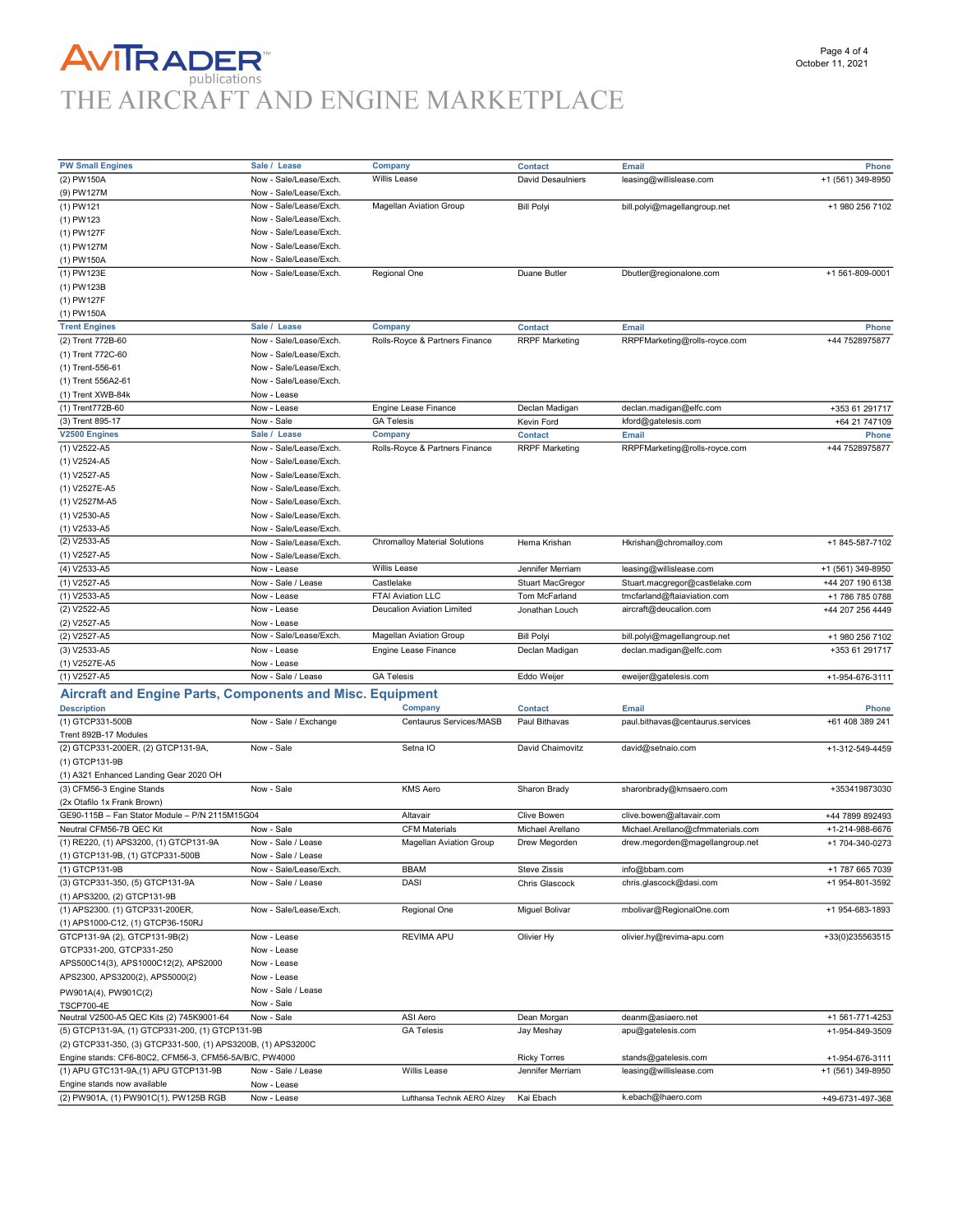# AVITRADER publications

# THE AIRCRAFT AND ENGINE MARKETPLACE

| PW Small Engines | Sale / Lease | Company | Contact | Email | Phone |
|---|---|---|---|---|---|
| (2) PW150A | Now - Sale/Lease/Exch. | Willis Lease | David Desaulniers | leasing@willislease.com | +1 (561) 349-8950 |
| (9) PW127M | Now - Sale/Lease/Exch. | | | | |
| (1) PW121 | Now - Sale/Lease/Exch. | Magellan Aviation Group | Bill Polyi | bill.polyi@magellangroup.net | +1 980 256 7102 |
| (1) PW123 | Now - Sale/Lease/Exch. | | | | |
| (1) PW127F | Now - Sale/Lease/Exch. | | | | |
| (1) PW127M | Now - Sale/Lease/Exch. | | | | |
| (1) PW150A | Now - Sale/Lease/Exch. | | | | |
| (1) PW123E | Now - Sale/Lease/Exch. | Regional One | Duane Butler | Dbutler@regionalone.com | +1 561-809-0001 |
| (1) PW123B | | | | | |
| (1) PW127F | | | | | |
| (1) PW150A | | | | | |

| Trent Engines | Sale / Lease | Company | Contact | Email | Phone |
|---|---|---|---|---|---|
| (2) Trent 772B-60 | Now - Sale/Lease/Exch. | Rolls-Royce & Partners Finance | RRPF Marketing | RRPFMarketing@rolls-royce.com | +44 7528975877 |
| (1) Trent 772C-60 | Now - Sale/Lease/Exch. | | | | |
| (1) Trent-556-61 | Now - Sale/Lease/Exch. | | | | |
| (1) Trent 556A2-61 | Now - Sale/Lease/Exch. | | | | |
| (1) Trent XWB-84k | Now - Lease | | | | |
| (1) Trent772B-60 | Now - Lease | Engine Lease Finance | Declan Madigan | declan.madigan@elfc.com | +353 61 291717 |
| (3) Trent 895-17 | Now - Sale | GA Telesis | Kevin Ford | kford@gatelesis.com | +64 21 747109 |

| V2500 Engines | Sale / Lease | Company | Contact | Email | Phone |
|---|---|---|---|---|---|
| (1) V2522-A5 | Now - Sale/Lease/Exch. | Rolls-Royce & Partners Finance | RRPF Marketing | RRPFMarketing@rolls-royce.com | +44 7528975877 |
| (1) V2524-A5 | Now - Sale/Lease/Exch. | | | | |
| (1) V2527-A5 | Now - Sale/Lease/Exch. | | | | |
| (1) V2527E-A5 | Now - Sale/Lease/Exch. | | | | |
| (1) V2527M-A5 | Now - Sale/Lease/Exch. | | | | |
| (1) V2530-A5 | Now - Sale/Lease/Exch. | | | | |
| (1) V2533-A5 | Now - Sale/Lease/Exch. | | | | |
| (2) V2533-A5 | Now - Sale/Lease/Exch. | Chromalloy Material Solutions | Hema Krishan | Hkrishan@chromalloy.com | +1 845-587-7102 |
| (1) V2527-A5 | Now - Sale/Lease/Exch. | | | | |
| (4) V2533-A5 | Now - Lease | Willis Lease | Jennifer Merriam | leasing@willislease.com | +1 (561) 349-8950 |
| (1) V2527-A5 | Now - Sale / Lease | Castlelake | Stuart MacGregor | Stuart.macgregor@castlelake.com | +44 207 190 6138 |
| (1) V2533-A5 | Now - Lease | FTAI Aviation LLC | Tom McFarland | tmcfarland@ftaiaviation.com | +1 786 785 0788 |
| (2) V2522-A5 | Now - Lease | Deucalion Aviation Limited | Jonathan Louch | aircraft@deucalion.com | +44 207 256 4449 |
| (2) V2527-A5 | Now - Lease | | | | |
| (2) V2527-A5 | Now - Sale/Lease/Exch. | Magellan Aviation Group | Bill Polyi | bill.polyi@magellangroup.net | +1 980 256 7102 |
| (3) V2533-A5 | Now - Lease | Engine Lease Finance | Declan Madigan | declan.madigan@elfc.com | +353 61 291717 |
| (1) V2527E-A5 | Now - Lease | | | | |
| (1) V2527-A5 | Now - Sale / Lease | GA Telesis | Eddo Weijer | eweijer@gatelesis.com | +1-954-676-3111 |

## Aircraft and Engine Parts, Components and Misc. Equipment

| Description | | Company | Contact | Email | Phone |
|---|---|---|---|---|---|
| (1) GTCP331-500B | Now - Sale / Exchange | Centaurus Services/MASB | Paul Bithavas | paul.bithavas@centaurus.services | +61 408 389 241 |
| Trent 892B-17 Modules | | | | | |
| (2) GTCP331-200ER, (2) GTCP131-9A, | Now - Sale | Setna IO | David Chaimovitz | david@setnaio.com | +1-312-549-4459 |
| (1) GTCP131-9B | | | | | |
| (1) A321 Enhanced Landing Gear 2020 OH | | | | | |
| (3) CFM56-3 Engine Stands | Now - Sale | KMS Aero | Sharon Brady | sharonbrady@kmsaero.com | +353419873030 |
| (2x Otafilo 1x Frank Brown) | | | | | |
| GE90-115B – Fan Stator Module – P/N 2115M15G04 | | Altavair | Clive Bowen | clive.bowen@altavair.com | +44 7899 892493 |
| Neutral CFM56-7B QEC Kit | Now - Sale | CFM Materials | Michael Arellano | Michael.Arellano@cfmmaterials.com | +1-214-988-6676 |
| (1) RE220, (1) APS3200, (1) GTCP131-9A | Now - Sale / Lease | Magellan Aviation Group | Drew Megorden | drew.megorden@magellangroup.net | +1 704-340-0273 |
| (1) GTCP131-9B, (1) GTCP331-500B | Now - Sale / Lease | | | | |
| (1) GTCP131-9B | Now - Sale/Lease/Exch. | BBAM | Steve Zissis | info@bbam.com | +1 787 665 7039 |
| (3) GTCP331-350, (5) GTCP131-9A | Now - Sale / Lease | DASI | Chris Glascock | chris.glascock@dasi.com | +1 954-801-3592 |
| (1) APS3200, (2) GTCP131-9B | | | | | |
| (1) APS2300. (1) GTCP331-200ER, | Now - Sale/Lease/Exch. | Regional One | Miguel Bolivar | mbolivar@RegionalOne.com | +1 954-683-1893 |
| (1) APS1000-C12, (1) GTCP36-150RJ | | | | | |
| GTCP131-9A (2), GTCP131-9B(2) | Now - Lease | REVIMA APU | Olivier Hy | olivier.hy@revima-apu.com | +33(0)235563515 |
| GTCP331-200, GTCP331-250 | Now - Lease | | | | |
| APS500C14(3), APS1000C12(2), APS2000 | Now - Lease | | | | |
| APS2300, APS3200(2), APS5000(2) | Now - Lease | | | | |
| PW901A(4), PW901C(2) | Now - Sale / Lease | | | | |
| TSCP700-4E | Now - Sale | | | | |
| Neutral V2500-A5 QEC Kits (2) 745K9001-64 | Now - Sale | ASI Aero | Dean Morgan | deanm@asiaero.net | +1 561-771-4253 |
| (5) GTCP131-9A, (1) GTCP331-200, (1) GTCP131-9B | | GA Telesis | Jay Meshay | apu@gatelesis.com | +1-954-849-3509 |
| (2) GTCP331-350, (3) GTCP331-500, (1) APS3200B, (1) APS3200C | | | | | |
| Engine stands: CF6-80C2, CFM56-3, CFM56-5A/B/C, PW4000 | | | Ricky Torres | stands@gatelesis.com | +1-954-676-3111 |
| (1) APU GTC131-9A,(1) APU GTCP131-9B | Now - Sale / Lease | Willis Lease | Jennifer Merriam | leasing@willislease.com | +1 (561) 349-8950 |
| Engine stands now available | Now - Lease | | | | |
| (2) PW901A, (1) PW901C(1), PW125B RGB | Now - Lease | Lufthansa Technik AERO Alzey | Kai Ebach | k.ebach@lhaero.com | +49-6731-497-368 |